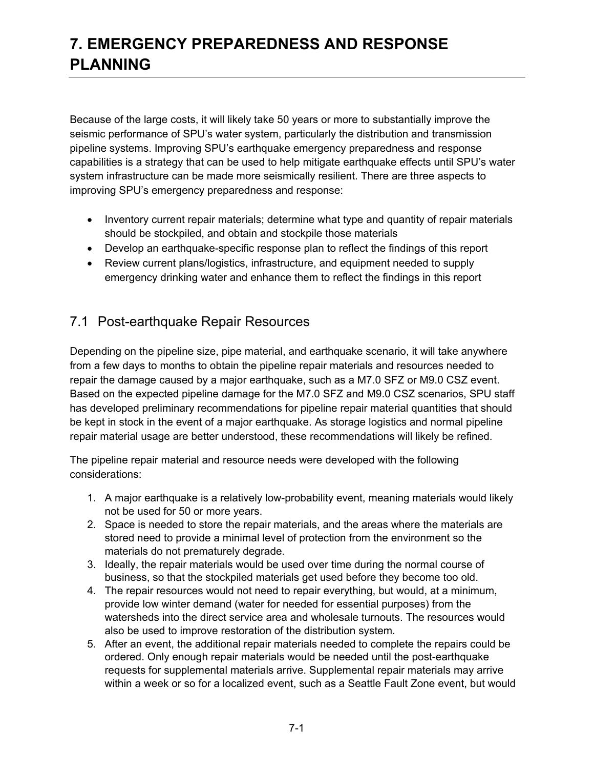# 7. EMERGENCY PREPAREDNESS AND RESPONSE PLANNING

Because of the large costs, it will likely take 50 years or more to substantially improve the seismic performance of SPU's water system, particularly the distribution and transmission pipeline systems. Improving SPU's earthquake emergency preparedness and response capabilities is a strategy that can be used to help mitigate earthquake effects until SPU's water system infrastructure can be made more seismically resilient. There are three aspects to improving SPU's emergency preparedness and response:

- Inventory current repair materials; determine what type and quantity of repair materials should be stockpiled, and obtain and stockpile those materials
- Develop an earthquake-specific response plan to reflect the findings of this report
- Review current plans/logistics, infrastructure, and equipment needed to supply emergency drinking water and enhance them to reflect the findings in this report

## 7.1 Post-earthquake Repair Resources

Depending on the pipeline size, pipe material, and earthquake scenario, it will take anywhere from a few days to months to obtain the pipeline repair materials and resources needed to repair the damage caused by a major earthquake, such as a M7.0 SFZ or M9.0 CSZ event. Based on the expected pipeline damage for the M7.0 SFZ and M9.0 CSZ scenarios, SPU staff has developed preliminary recommendations for pipeline repair material quantities that should be kept in stock in the event of a major earthquake. As storage logistics and normal pipeline repair material usage are better understood, these recommendations will likely be refined.

The pipeline repair material and resource needs were developed with the following considerations:

1. A major earthquake is a relatively low-probability event, meaning materials would likely not be used for 50 or more years.
2. Space is needed to store the repair materials, and the areas where the materials are stored need to provide a minimal level of protection from the environment so the materials do not prematurely degrade.
3. Ideally, the repair materials would be used over time during the normal course of business, so that the stockpiled materials get used before they become too old.
4. The repair resources would not need to repair everything, but would, at a minimum, provide low winter demand (water for needed for essential purposes) from the watersheds into the direct service area and wholesale turnouts. The resources would also be used to improve restoration of the distribution system.
5. After an event, the additional repair materials needed to complete the repairs could be ordered. Only enough repair materials would be needed until the post-earthquake requests for supplemental materials arrive. Supplemental repair materials may arrive within a week or so for a localized event, such as a Seattle Fault Zone event, but would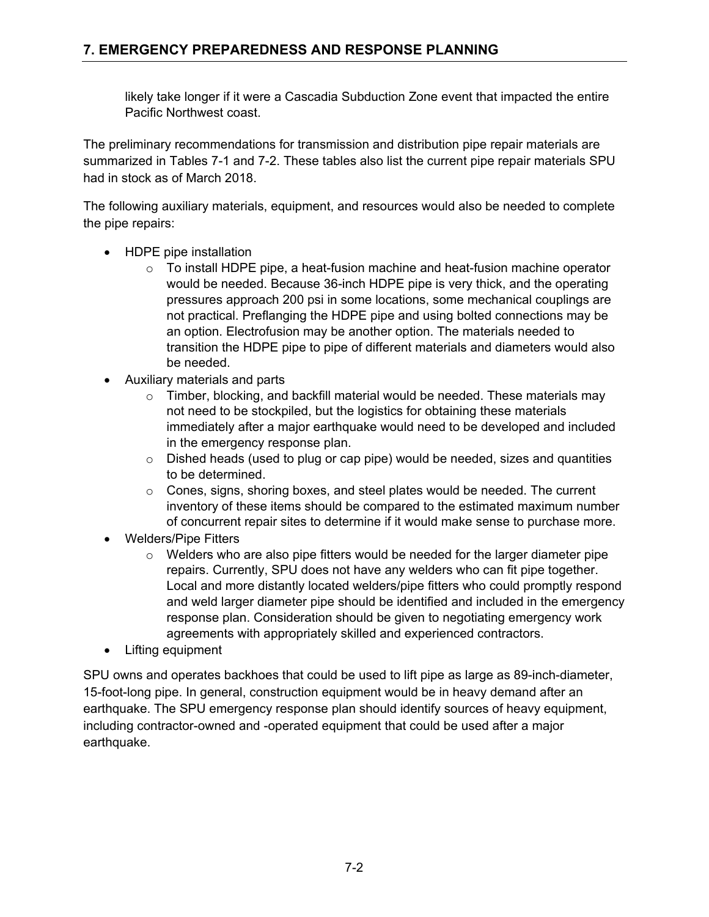likely take longer if it were a Cascadia Subduction Zone event that impacted the entire Pacific Northwest coast.

The preliminary recommendations for transmission and distribution pipe repair materials are summarized in Tables 7-1 and 7-2. These tables also list the current pipe repair materials SPU had in stock as of March 2018.

The following auxiliary materials, equipment, and resources would also be needed to complete the pipe repairs:

- HDPE pipe installation
  - To install HDPE pipe, a heat-fusion machine and heat-fusion machine operator would be needed. Because 36-inch HDPE pipe is very thick, and the operating pressures approach 200 psi in some locations, some mechanical couplings are not practical. Preflanging the HDPE pipe and using bolted connections may be an option. Electrofusion may be another option. The materials needed to transition the HDPE pipe to pipe of different materials and diameters would also be needed.
- Auxiliary materials and parts
  - Timber, blocking, and backfill material would be needed. These materials may not need to be stockpiled, but the logistics for obtaining these materials immediately after a major earthquake would need to be developed and included in the emergency response plan.
  - Dished heads (used to plug or cap pipe) would be needed, sizes and quantities to be determined.
  - Cones, signs, shoring boxes, and steel plates would be needed. The current inventory of these items should be compared to the estimated maximum number of concurrent repair sites to determine if it would make sense to purchase more.
- Welders/Pipe Fitters
  - Welders who are also pipe fitters would be needed for the larger diameter pipe repairs. Currently, SPU does not have any welders who can fit pipe together. Local and more distantly located welders/pipe fitters who could promptly respond and weld larger diameter pipe should be identified and included in the emergency response plan. Consideration should be given to negotiating emergency work agreements with appropriately skilled and experienced contractors.
- Lifting equipment

SPU owns and operates backhoes that could be used to lift pipe as large as 89-inch-diameter, 15-foot-long pipe. In general, construction equipment would be in heavy demand after an earthquake. The SPU emergency response plan should identify sources of heavy equipment, including contractor-owned and -operated equipment that could be used after a major earthquake.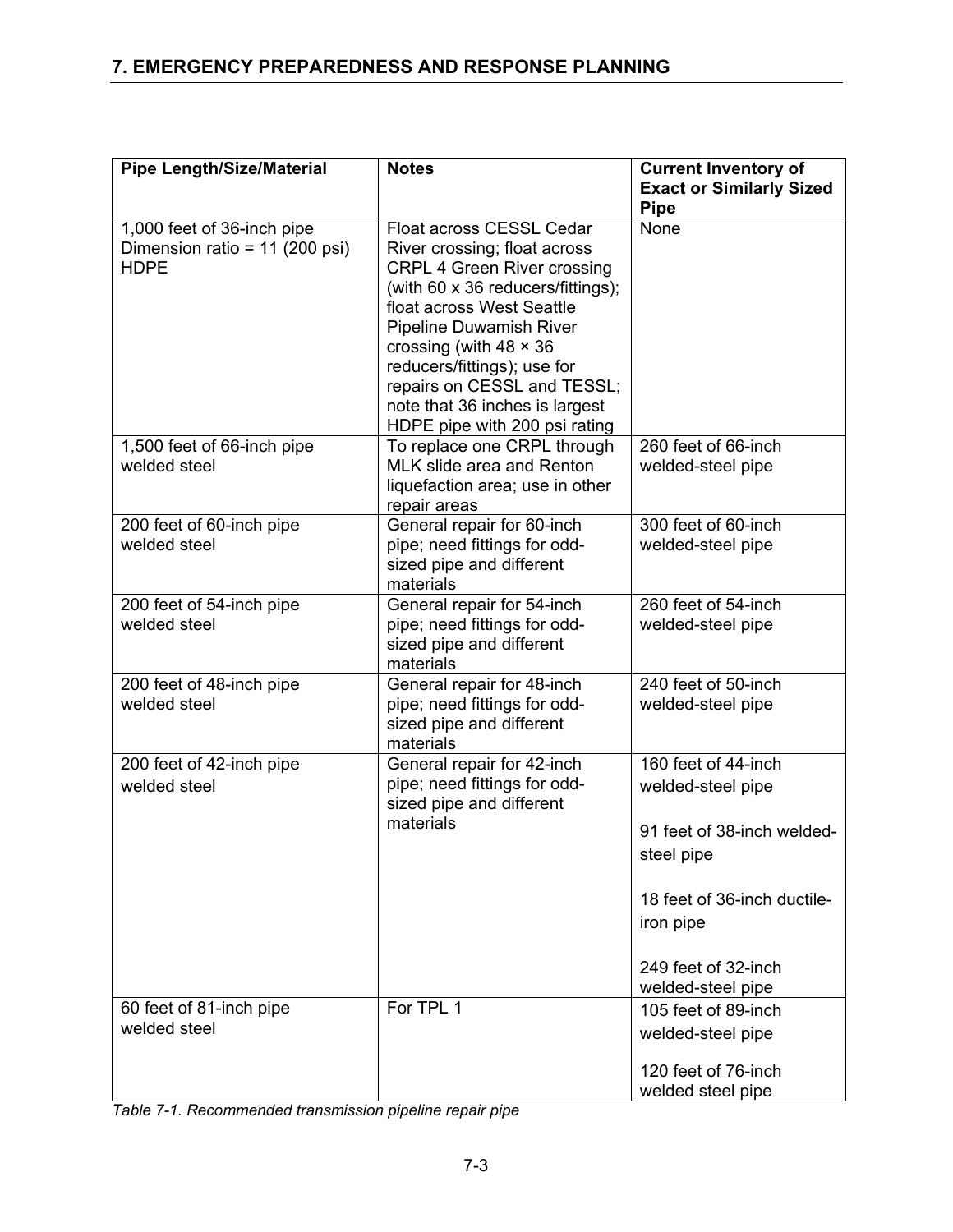| Pipe Length/Size/Material | Notes | Current Inventory of Exact or Similarly Sized Pipe |
|---|---|---|
| 1,000 feet of 36-inch pipe<br>Dimension ratio = 11 (200 psi)<br>HDPE | Float across CESSL Cedar River crossing; float across CRPL 4 Green River crossing (with 60 x 36 reducers/fittings); float across West Seattle Pipeline Duwamish River crossing (with 48 × 36 reducers/fittings); use for repairs on CESSL and TESSL; note that 36 inches is largest HDPE pipe with 200 psi rating | None |
| 1,500 feet of 66-inch pipe<br>welded steel | To replace one CRPL through MLK slide area and Renton liquefaction area; use in other repair areas | 260 feet of 66-inch welded-steel pipe |
| 200 feet of 60-inch pipe<br>welded steel | General repair for 60-inch pipe; need fittings for odd-sized pipe and different materials | 300 feet of 60-inch welded-steel pipe |
| 200 feet of 54-inch pipe<br>welded steel | General repair for 54-inch pipe; need fittings for odd-sized pipe and different materials | 260 feet of 54-inch welded-steel pipe |
| 200 feet of 48-inch pipe<br>welded steel | General repair for 48-inch pipe; need fittings for odd-sized pipe and different materials | 240 feet of 50-inch welded-steel pipe |
| 200 feet of 42-inch pipe<br>welded steel | General repair for 42-inch pipe; need fittings for odd-sized pipe and different materials | 160 feet of 44-inch welded-steel pipe<br><br>91 feet of 38-inch welded-steel pipe<br><br>18 feet of 36-inch ductile-iron pipe<br><br>249 feet of 32-inch welded-steel pipe |
| 60 feet of 81-inch pipe<br>welded steel | For TPL 1 | 105 feet of 89-inch welded-steel pipe<br><br>120 feet of 76-inch welded steel pipe |

*Table 7-1. Recommended transmission pipeline repair pipe*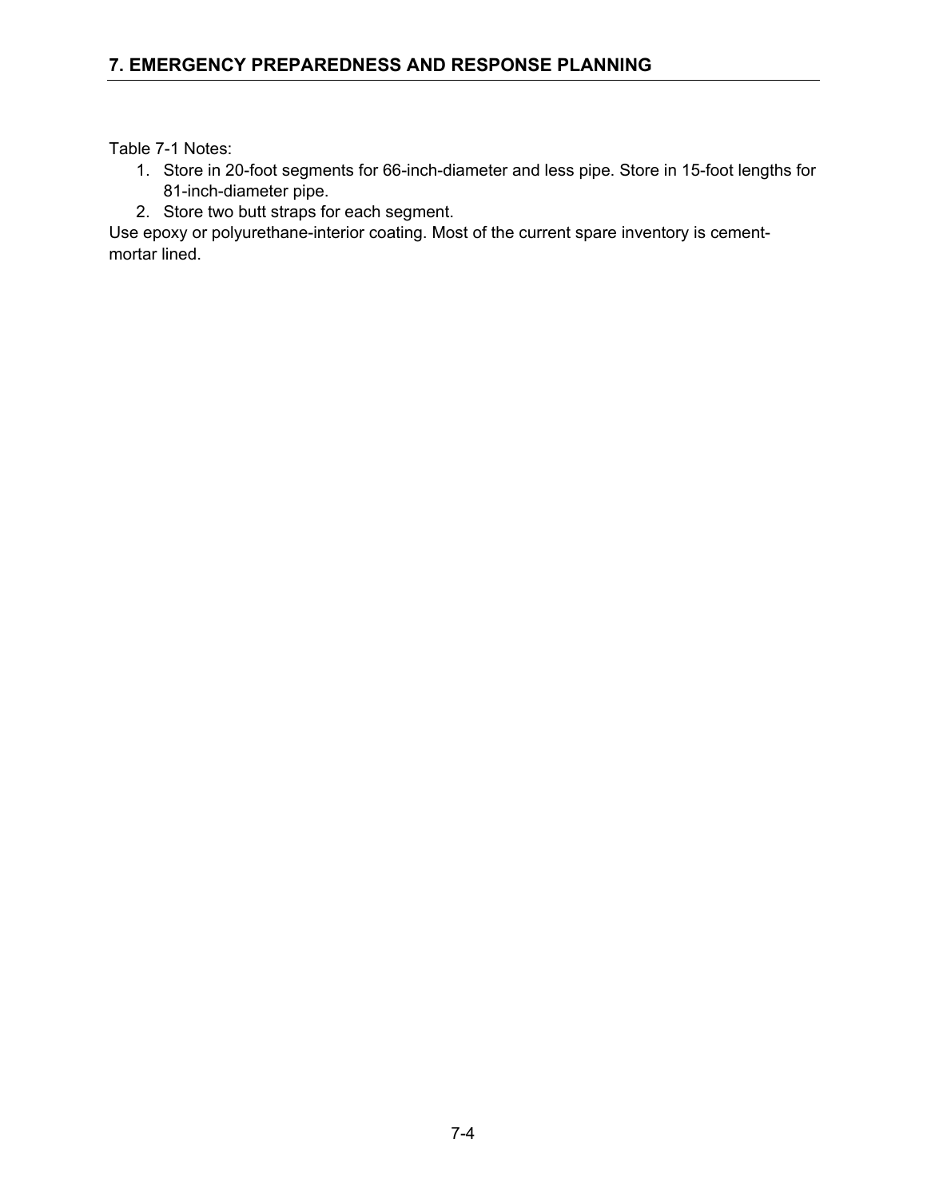Table 7-1 Notes:

1. Store in 20-foot segments for 66-inch-diameter and less pipe. Store in 15-foot lengths for 81-inch-diameter pipe.
2. Store two butt straps for each segment.

Use epoxy or polyurethane-interior coating. Most of the current spare inventory is cement-mortar lined.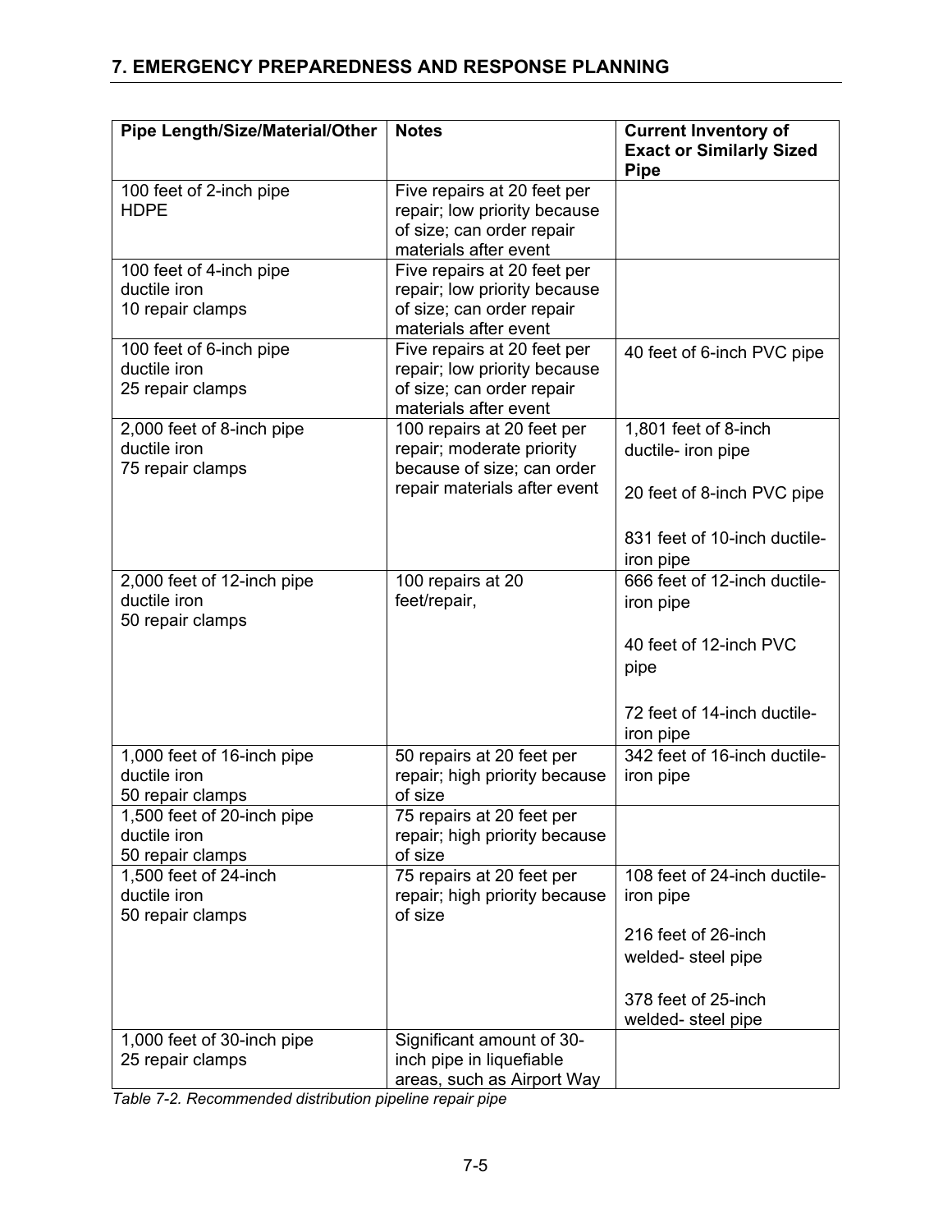| Pipe Length/Size/Material/Other | Notes | Current Inventory of Exact or Similarly Sized Pipe |
|---|---|---|
| 100 feet of 2-inch pipe HDPE | Five repairs at 20 feet per repair; low priority because of size; can order repair materials after event | |
| 100 feet of 4-inch pipe ductile iron 10 repair clamps | Five repairs at 20 feet per repair; low priority because of size; can order repair materials after event | |
| 100 feet of 6-inch pipe ductile iron 25 repair clamps | Five repairs at 20 feet per repair; low priority because of size; can order repair materials after event | 40 feet of 6-inch PVC pipe |
| 2,000 feet of 8-inch pipe ductile iron 75 repair clamps | 100 repairs at 20 feet per repair; moderate priority because of size; can order repair materials after event | 1,801 feet of 8-inch ductile- iron pipe<br><br>20 feet of 8-inch PVC pipe<br><br>831 feet of 10-inch ductile-iron pipe |
| 2,000 feet of 12-inch pipe ductile iron 50 repair clamps | 100 repairs at 20 feet/repair, | 666 feet of 12-inch ductile-iron pipe<br><br>40 feet of 12-inch PVC pipe<br><br>72 feet of 14-inch ductile-iron pipe |
| 1,000 feet of 16-inch pipe ductile iron 50 repair clamps | 50 repairs at 20 feet per repair; high priority because of size | 342 feet of 16-inch ductile-iron pipe |
| 1,500 feet of 20-inch pipe ductile iron 50 repair clamps | 75 repairs at 20 feet per repair; high priority because of size | |
| 1,500 feet of 24-inch ductile iron 50 repair clamps | 75 repairs at 20 feet per repair; high priority because of size | 108 feet of 24-inch ductile-iron pipe<br><br>216 feet of 26-inch welded- steel pipe<br><br>378 feet of 25-inch welded- steel pipe |
| 1,000 feet of 30-inch pipe 25 repair clamps | Significant amount of 30-inch pipe in liquefiable areas, such as Airport Way | |

*Table 7-2. Recommended distribution pipeline repair pipe*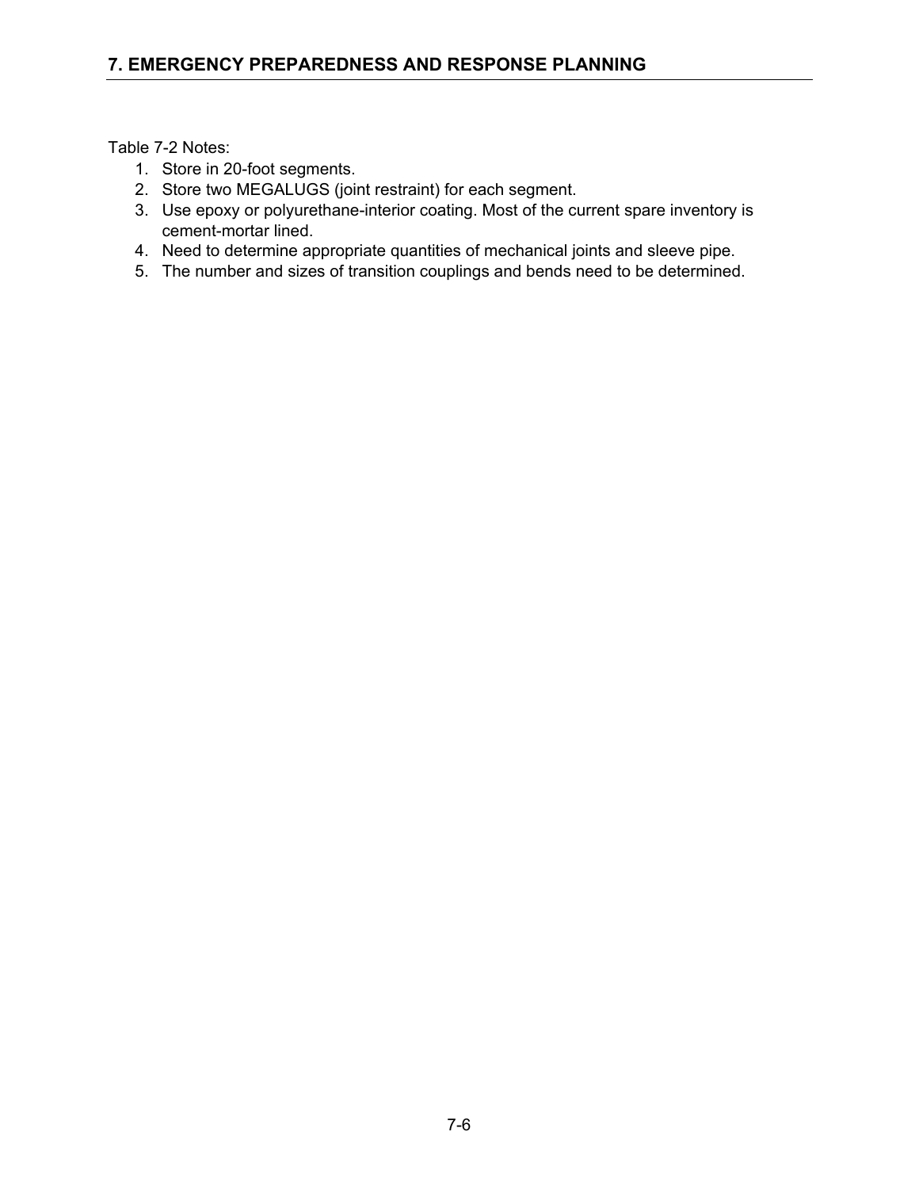Table 7-2 Notes:

1. Store in 20-foot segments.
2. Store two MEGALUGS (joint restraint) for each segment.
3. Use epoxy or polyurethane-interior coating. Most of the current spare inventory is cement-mortar lined.
4. Need to determine appropriate quantities of mechanical joints and sleeve pipe.
5. The number and sizes of transition couplings and bends need to be determined.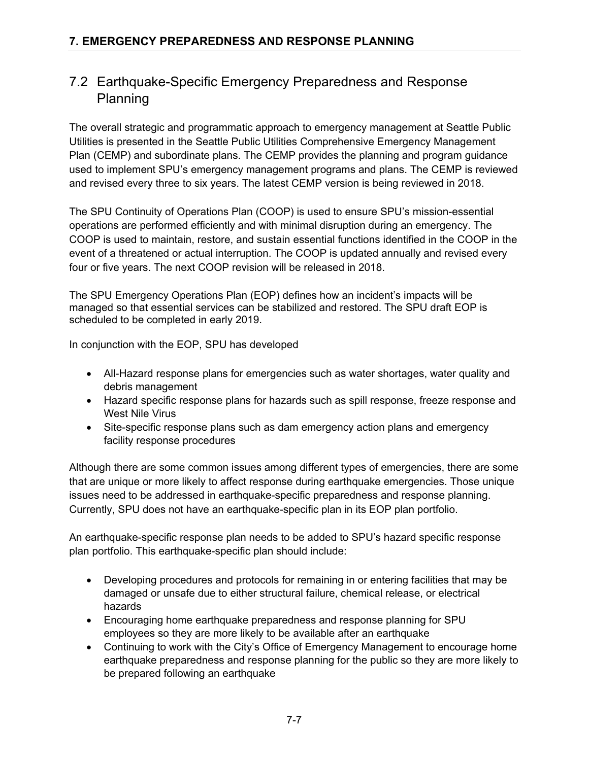## 7.2 Earthquake-Specific Emergency Preparedness and Response Planning

The overall strategic and programmatic approach to emergency management at Seattle Public Utilities is presented in the Seattle Public Utilities Comprehensive Emergency Management Plan (CEMP) and subordinate plans. The CEMP provides the planning and program guidance used to implement SPU's emergency management programs and plans. The CEMP is reviewed and revised every three to six years. The latest CEMP version is being reviewed in 2018.

The SPU Continuity of Operations Plan (COOP) is used to ensure SPU's mission-essential operations are performed efficiently and with minimal disruption during an emergency. The COOP is used to maintain, restore, and sustain essential functions identified in the COOP in the event of a threatened or actual interruption. The COOP is updated annually and revised every four or five years. The next COOP revision will be released in 2018.

The SPU Emergency Operations Plan (EOP) defines how an incident's impacts will be managed so that essential services can be stabilized and restored. The SPU draft EOP is scheduled to be completed in early 2019.

In conjunction with the EOP, SPU has developed

- All-Hazard response plans for emergencies such as water shortages, water quality and debris management
- Hazard specific response plans for hazards such as spill response, freeze response and West Nile Virus
- Site-specific response plans such as dam emergency action plans and emergency facility response procedures

Although there are some common issues among different types of emergencies, there are some that are unique or more likely to affect response during earthquake emergencies. Those unique issues need to be addressed in earthquake-specific preparedness and response planning. Currently, SPU does not have an earthquake-specific plan in its EOP plan portfolio.

An earthquake-specific response plan needs to be added to SPU's hazard specific response plan portfolio. This earthquake-specific plan should include:

- Developing procedures and protocols for remaining in or entering facilities that may be damaged or unsafe due to either structural failure, chemical release, or electrical hazards
- Encouraging home earthquake preparedness and response planning for SPU employees so they are more likely to be available after an earthquake
- Continuing to work with the City's Office of Emergency Management to encourage home earthquake preparedness and response planning for the public so they are more likely to be prepared following an earthquake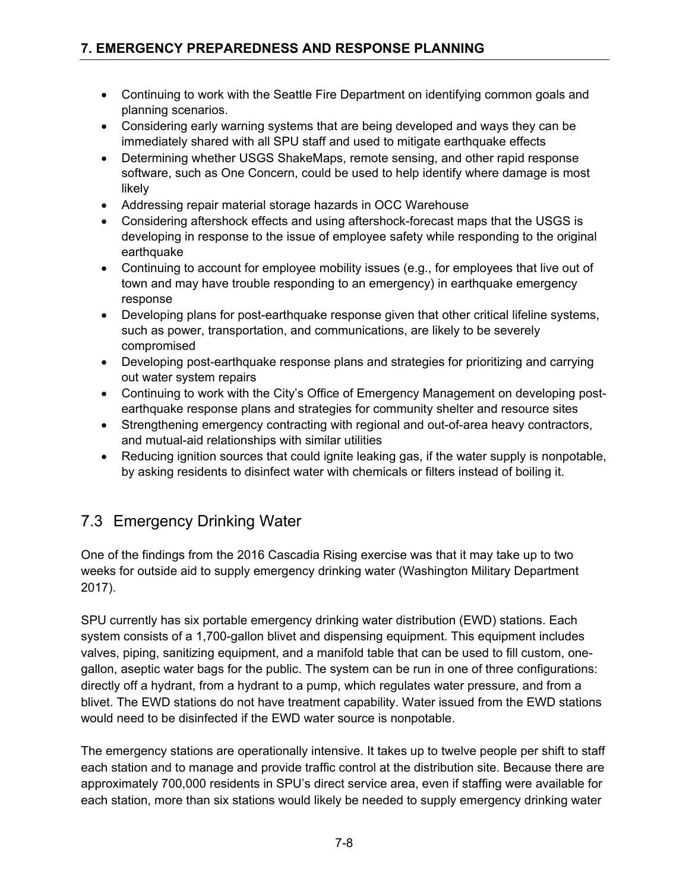- Continuing to work with the Seattle Fire Department on identifying common goals and planning scenarios.
- Considering early warning systems that are being developed and ways they can be immediately shared with all SPU staff and used to mitigate earthquake effects
- Determining whether USGS ShakeMaps, remote sensing, and other rapid response software, such as One Concern, could be used to help identify where damage is most likely
- Addressing repair material storage hazards in OCC Warehouse
- Considering aftershock effects and using aftershock-forecast maps that the USGS is developing in response to the issue of employee safety while responding to the original earthquake
- Continuing to account for employee mobility issues (e.g., for employees that live out of town and may have trouble responding to an emergency) in earthquake emergency response
- Developing plans for post-earthquake response given that other critical lifeline systems, such as power, transportation, and communications, are likely to be severely compromised
- Developing post-earthquake response plans and strategies for prioritizing and carrying out water system repairs
- Continuing to work with the City's Office of Emergency Management on developing post-earthquake response plans and strategies for community shelter and resource sites
- Strengthening emergency contracting with regional and out-of-area heavy contractors, and mutual-aid relationships with similar utilities
- Reducing ignition sources that could ignite leaking gas, if the water supply is nonpotable, by asking residents to disinfect water with chemicals or filters instead of boiling it.

## 7.3 Emergency Drinking Water

One of the findings from the 2016 Cascadia Rising exercise was that it may take up to two weeks for outside aid to supply emergency drinking water (Washington Military Department 2017).

SPU currently has six portable emergency drinking water distribution (EWD) stations. Each system consists of a 1,700-gallon blivet and dispensing equipment. This equipment includes valves, piping, sanitizing equipment, and a manifold table that can be used to fill custom, one-gallon, aseptic water bags for the public. The system can be run in one of three configurations: directly off a hydrant, from a hydrant to a pump, which regulates water pressure, and from a blivet. The EWD stations do not have treatment capability. Water issued from the EWD stations would need to be disinfected if the EWD water source is nonpotable.

The emergency stations are operationally intensive. It takes up to twelve people per shift to staff each station and to manage and provide traffic control at the distribution site. Because there are approximately 700,000 residents in SPU's direct service area, even if staffing were available for each station, more than six stations would likely be needed to supply emergency drinking water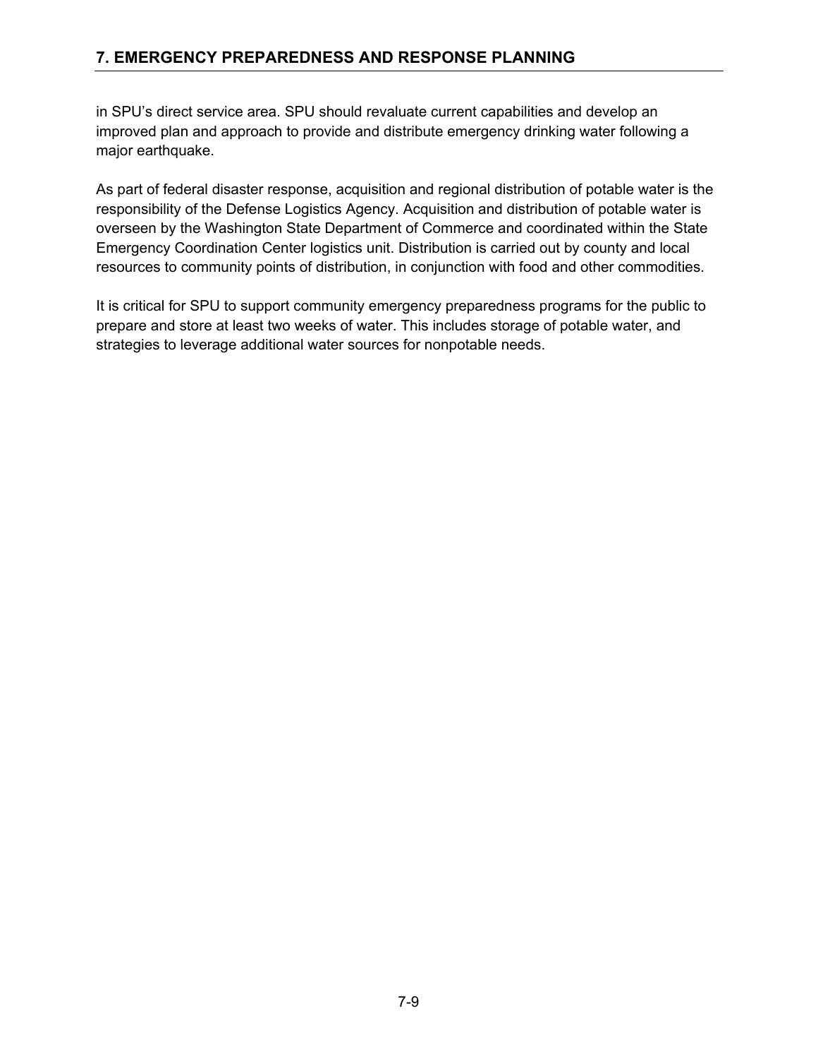in SPU's direct service area. SPU should revaluate current capabilities and develop an improved plan and approach to provide and distribute emergency drinking water following a major earthquake.

As part of federal disaster response, acquisition and regional distribution of potable water is the responsibility of the Defense Logistics Agency. Acquisition and distribution of potable water is overseen by the Washington State Department of Commerce and coordinated within the State Emergency Coordination Center logistics unit. Distribution is carried out by county and local resources to community points of distribution, in conjunction with food and other commodities.

It is critical for SPU to support community emergency preparedness programs for the public to prepare and store at least two weeks of water. This includes storage of potable water, and strategies to leverage additional water sources for nonpotable needs.